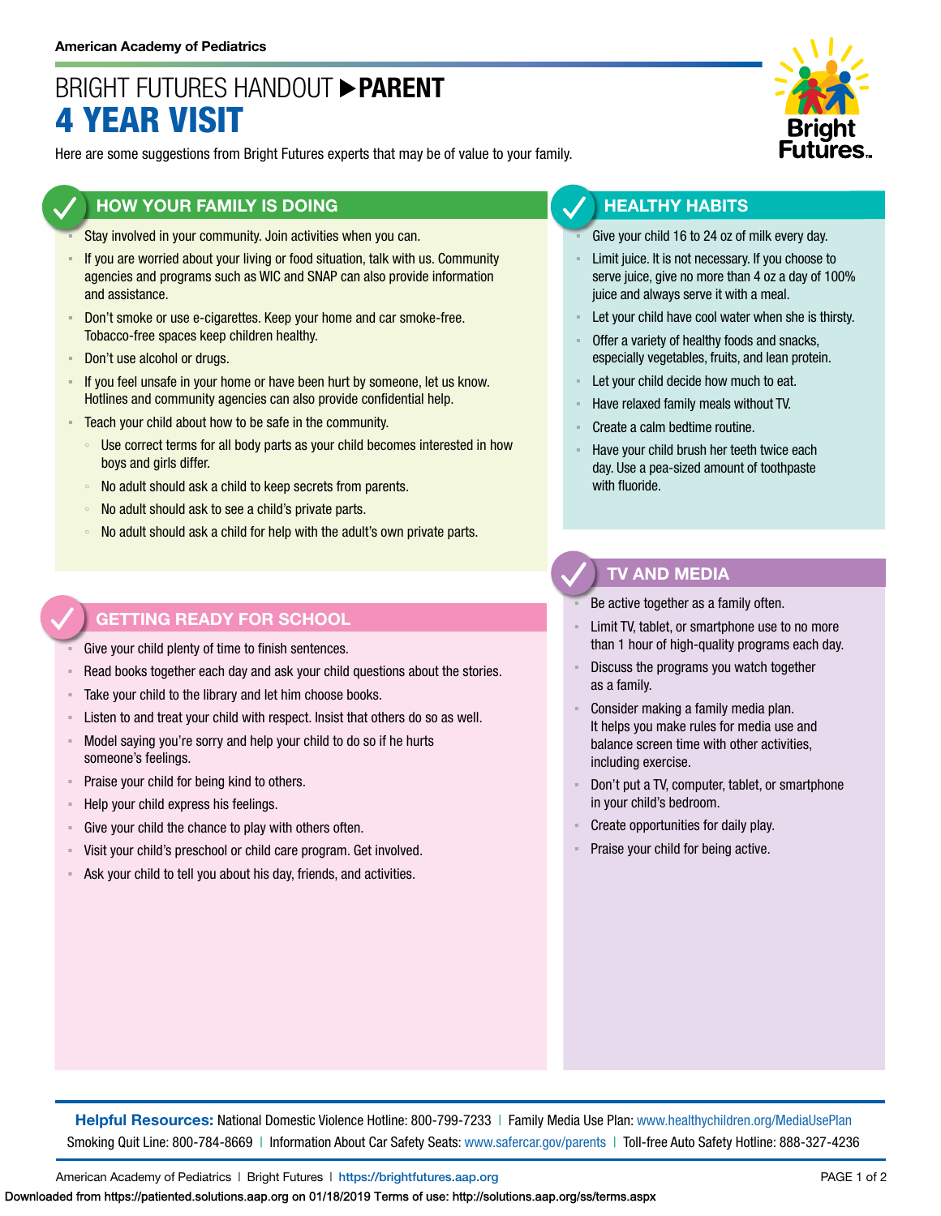American Academy of Pediatrics

# BRIGHT FUTURES HANDOUT ▶ PARENT
# 4 YEAR VISIT

Here are some suggestions from Bright Futures experts that may be of value to your family.

## HOW YOUR FAMILY IS DOING

- Stay involved in your community. Join activities when you can.
- If you are worried about your living or food situation, talk with us. Community agencies and programs such as WIC and SNAP can also provide information and assistance.
- Don't smoke or use e-cigarettes. Keep your home and car smoke-free. Tobacco-free spaces keep children healthy.
- Don't use alcohol or drugs.
- If you feel unsafe in your home or have been hurt by someone, let us know. Hotlines and community agencies can also provide confidential help.
- Teach your child about how to be safe in the community.
  - Use correct terms for all body parts as your child becomes interested in how boys and girls differ.
  - No adult should ask a child to keep secrets from parents.
  - No adult should ask to see a child's private parts.
  - No adult should ask a child for help with the adult's own private parts.

## GETTING READY FOR SCHOOL

- Give your child plenty of time to finish sentences.
- Read books together each day and ask your child questions about the stories.
- Take your child to the library and let him choose books.
- Listen to and treat your child with respect. Insist that others do so as well.
- Model saying you're sorry and help your child to do so if he hurts someone's feelings.
- Praise your child for being kind to others.
- Help your child express his feelings.
- Give your child the chance to play with others often.
- Visit your child's preschool or child care program. Get involved.
- Ask your child to tell you about his day, friends, and activities.

## HEALTHY HABITS

- Give your child 16 to 24 oz of milk every day.
- Limit juice. It is not necessary. If you choose to serve juice, give no more than 4 oz a day of 100% juice and always serve it with a meal.
- Let your child have cool water when she is thirsty.
- Offer a variety of healthy foods and snacks, especially vegetables, fruits, and lean protein.
- Let your child decide how much to eat.
- Have relaxed family meals without TV.
- Create a calm bedtime routine.
- Have your child brush her teeth twice each day. Use a pea-sized amount of toothpaste with fluoride.

## TV AND MEDIA

- Be active together as a family often.
- Limit TV, tablet, or smartphone use to no more than 1 hour of high-quality programs each day.
- Discuss the programs you watch together as a family.
- Consider making a family media plan. It helps you make rules for media use and balance screen time with other activities, including exercise.
- Don't put a TV, computer, tablet, or smartphone in your child's bedroom.
- Create opportunities for daily play.
- Praise your child for being active.

**Helpful Resources:** National Domestic Violence Hotline: 800-799-7233 | Family Media Use Plan: www.healthychildren.org/MediaUsePlan
Smoking Quit Line: 800-784-8669 | Information About Car Safety Seats: www.safercar.gov/parents | Toll-free Auto Safety Hotline: 888-327-4236

American Academy of Pediatrics | Bright Futures | https://brightfutures.aap.org

Downloaded from https://patiented.solutions.aap.org on 01/18/2019 Terms of use: http://solutions.aap.org/ss/terms.aspx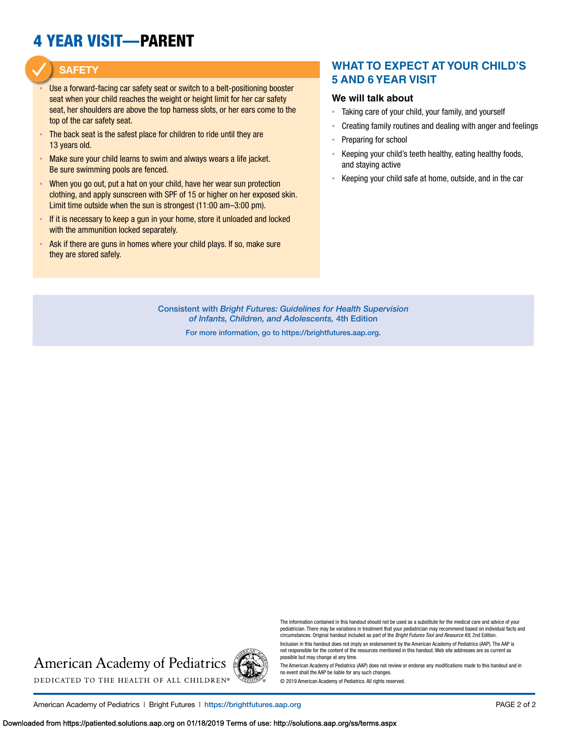# 4 YEAR VISIT—PARENT

## SAFETY

- Use a forward-facing car safety seat or switch to a belt-positioning booster seat when your child reaches the weight or height limit for her car safety seat, her shoulders are above the top harness slots, or her ears come to the top of the car safety seat.
- The back seat is the safest place for children to ride until they are 13 years old.
- Make sure your child learns to swim and always wears a life jacket. Be sure swimming pools are fenced.
- When you go out, put a hat on your child, have her wear sun protection clothing, and apply sunscreen with SPF of 15 or higher on her exposed skin. Limit time outside when the sun is strongest (11:00 am–3:00 pm).
- If it is necessary to keep a gun in your home, store it unloaded and locked with the ammunition locked separately.
- Ask if there are guns in homes where your child plays. If so, make sure they are stored safely.

## WHAT TO EXPECT AT YOUR CHILD'S 5 AND 6 YEAR VISIT

### We will talk about

- Taking care of your child, your family, and yourself
- Creating family routines and dealing with anger and feelings
- Preparing for school
- Keeping your child's teeth healthy, eating healthy foods, and staying active
- Keeping your child safe at home, outside, and in the car

Consistent with *Bright Futures: Guidelines for Health Supervision of Infants, Children, and Adolescents,* 4th Edition

For more information, go to https://brightfutures.aap.org.

American Academy of Pediatrics

DEDICATED TO THE HEALTH OF ALL CHILDREN®

The information contained in this handout should not be used as a substitute for the medical care and advice of your pediatrician. There may be variations in treatment that your pediatrician may recommend based on individual facts and circumstances. Original handout included as part of the *Bright Futures Tool and Resource Kit*, 2nd Edition.

Inclusion in this handout does not imply an endorsement by the American Academy of Pediatrics (AAP). The AAP is not responsible for the content of the resources mentioned in this handout. Web site addresses are as current as possible but may change at any time.

The American Academy of Pediatrics (AAP) does not review or endorse any modifications made to this handout and in no event shall the AAP be liable for any such changes.

© 2019 American Academy of Pediatrics. All rights reserved.